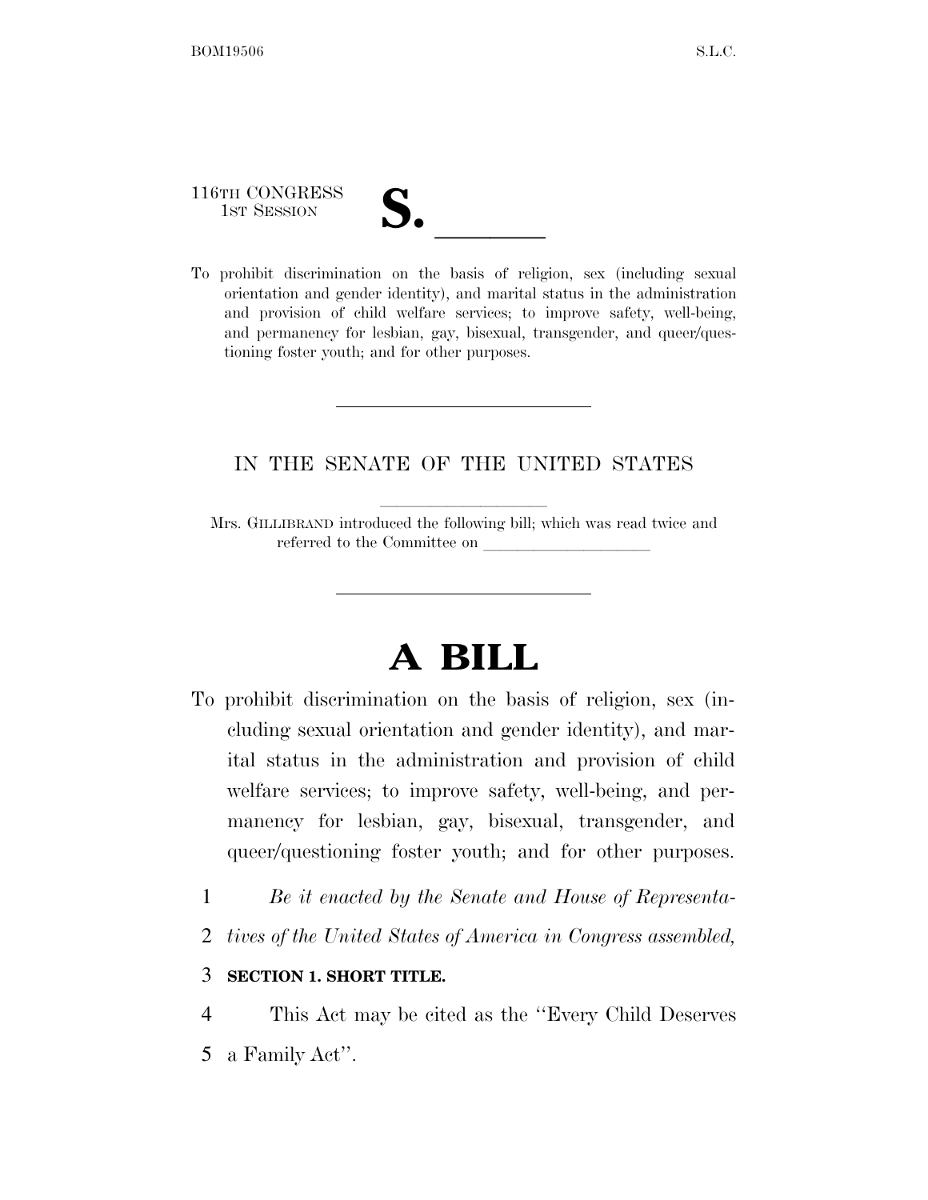116TH CONGRESS
1ST SESSION

# S. \_\_\_\_\_\_

To prohibit discrimination on the basis of religion, sex (including sexual orientation and gender identity), and marital status in the administration and provision of child welfare services; to improve safety, well-being, and permanency for lesbian, gay, bisexual, transgender, and queer/questioning foster youth; and for other purposes.

---

IN THE SENATE OF THE UNITED STATES

Mrs. GILLIBRAND introduced the following bill; which was read twice and referred to the Committee on \_\_\_\_\_\_\_\_\_\_\_\_\_\_\_\_\_\_\_\_

---

# A BILL

To prohibit discrimination on the basis of religion, sex (including sexual orientation and gender identity), and marital status in the administration and provision of child welfare services; to improve safety, well-being, and permanency for lesbian, gay, bisexual, transgender, and queer/questioning foster youth; and for other purposes.

1 *Be it enacted by the Senate and House of Representa-*
2 *tives of the United States of America in Congress assembled,*

3 **SECTION 1. SHORT TITLE.**

4 This Act may be cited as the ''Every Child Deserves
5 a Family Act''.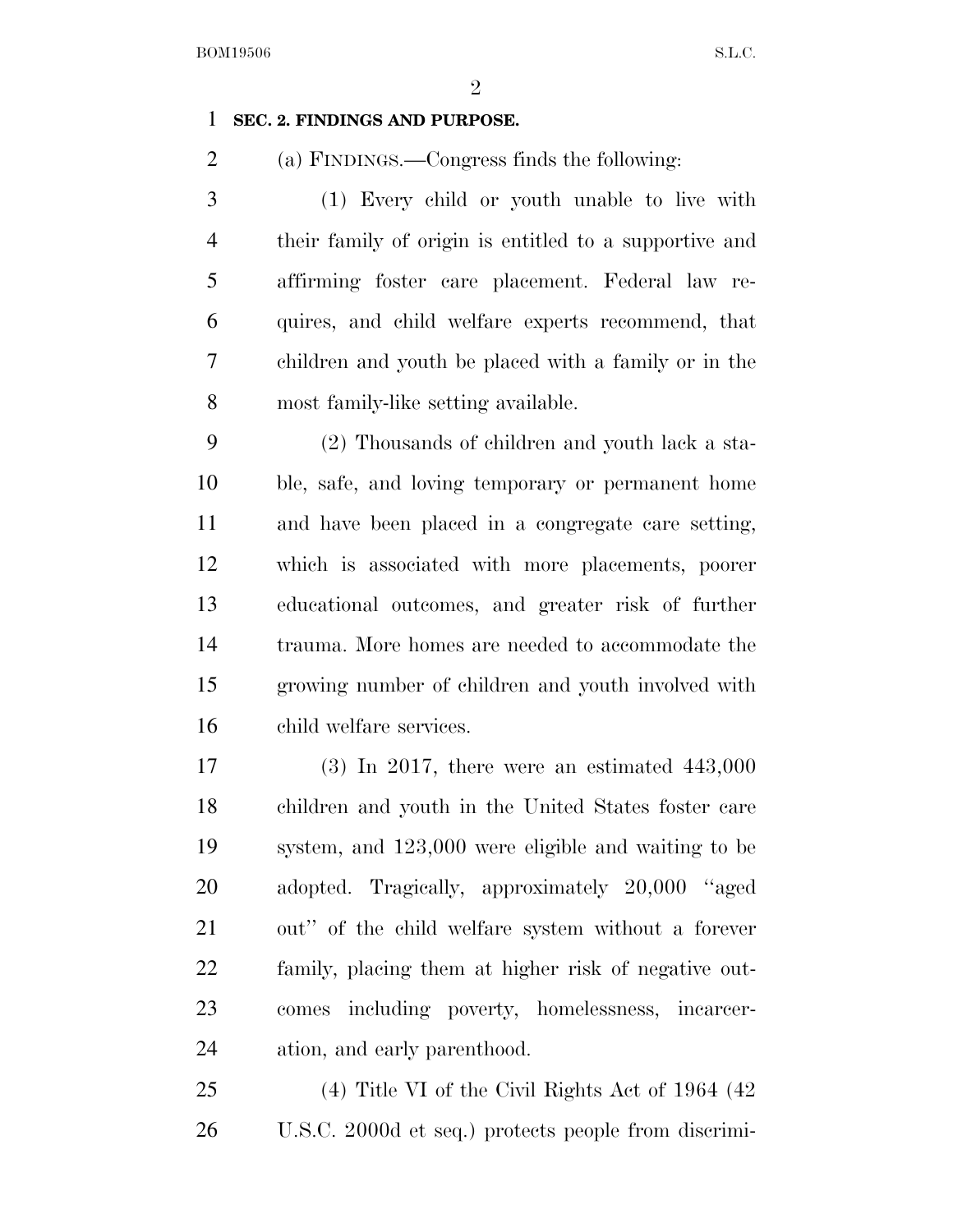**SEC. 2. FINDINGS AND PURPOSE.**

(a) FINDINGS.—Congress finds the following:

(1) Every child or youth unable to live with their family of origin is entitled to a supportive and affirming foster care placement. Federal law requires, and child welfare experts recommend, that children and youth be placed with a family or in the most family-like setting available.

(2) Thousands of children and youth lack a stable, safe, and loving temporary or permanent home and have been placed in a congregate care setting, which is associated with more placements, poorer educational outcomes, and greater risk of further trauma. More homes are needed to accommodate the growing number of children and youth involved with child welfare services.

(3) In 2017, there were an estimated 443,000 children and youth in the United States foster care system, and 123,000 were eligible and waiting to be adopted. Tragically, approximately 20,000 "aged out" of the child welfare system without a forever family, placing them at higher risk of negative outcomes including poverty, homelessness, incarceration, and early parenthood.

(4) Title VI of the Civil Rights Act of 1964 (42 U.S.C. 2000d et seq.) protects people from discrimi-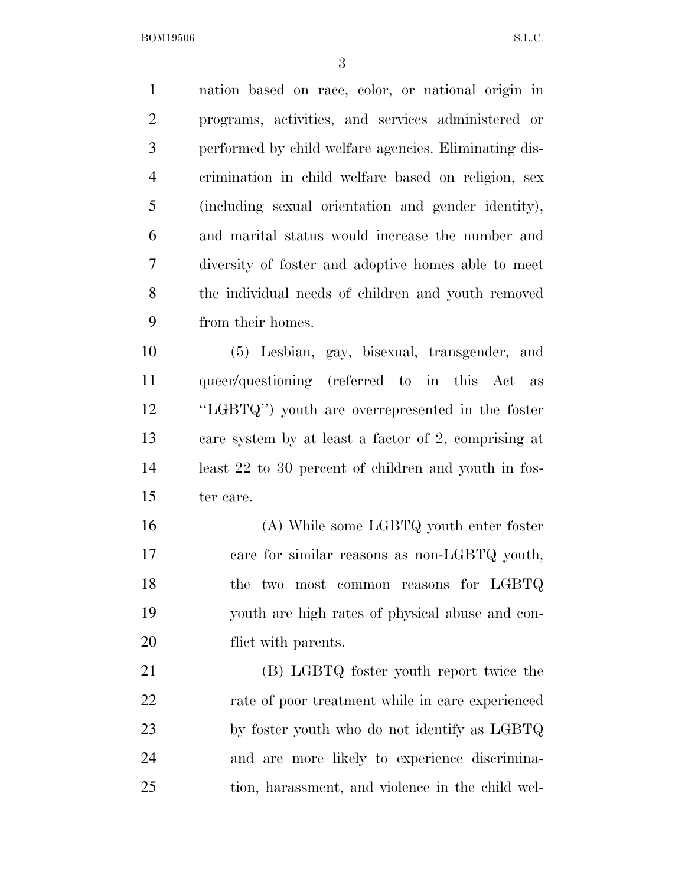nation based on race, color, or national origin in programs, activities, and services administered or performed by child welfare agencies. Eliminating discrimination in child welfare based on religion, sex (including sexual orientation and gender identity), and marital status would increase the number and diversity of foster and adoptive homes able to meet the individual needs of children and youth removed from their homes.

(5) Lesbian, gay, bisexual, transgender, and queer/questioning (referred to in this Act as "LGBTQ") youth are overrepresented in the foster care system by at least a factor of 2, comprising at least 22 to 30 percent of children and youth in foster care.

(A) While some LGBTQ youth enter foster care for similar reasons as non-LGBTQ youth, the two most common reasons for LGBTQ youth are high rates of physical abuse and conflict with parents.

(B) LGBTQ foster youth report twice the rate of poor treatment while in care experienced by foster youth who do not identify as LGBTQ and are more likely to experience discrimination, harassment, and violence in the child wel-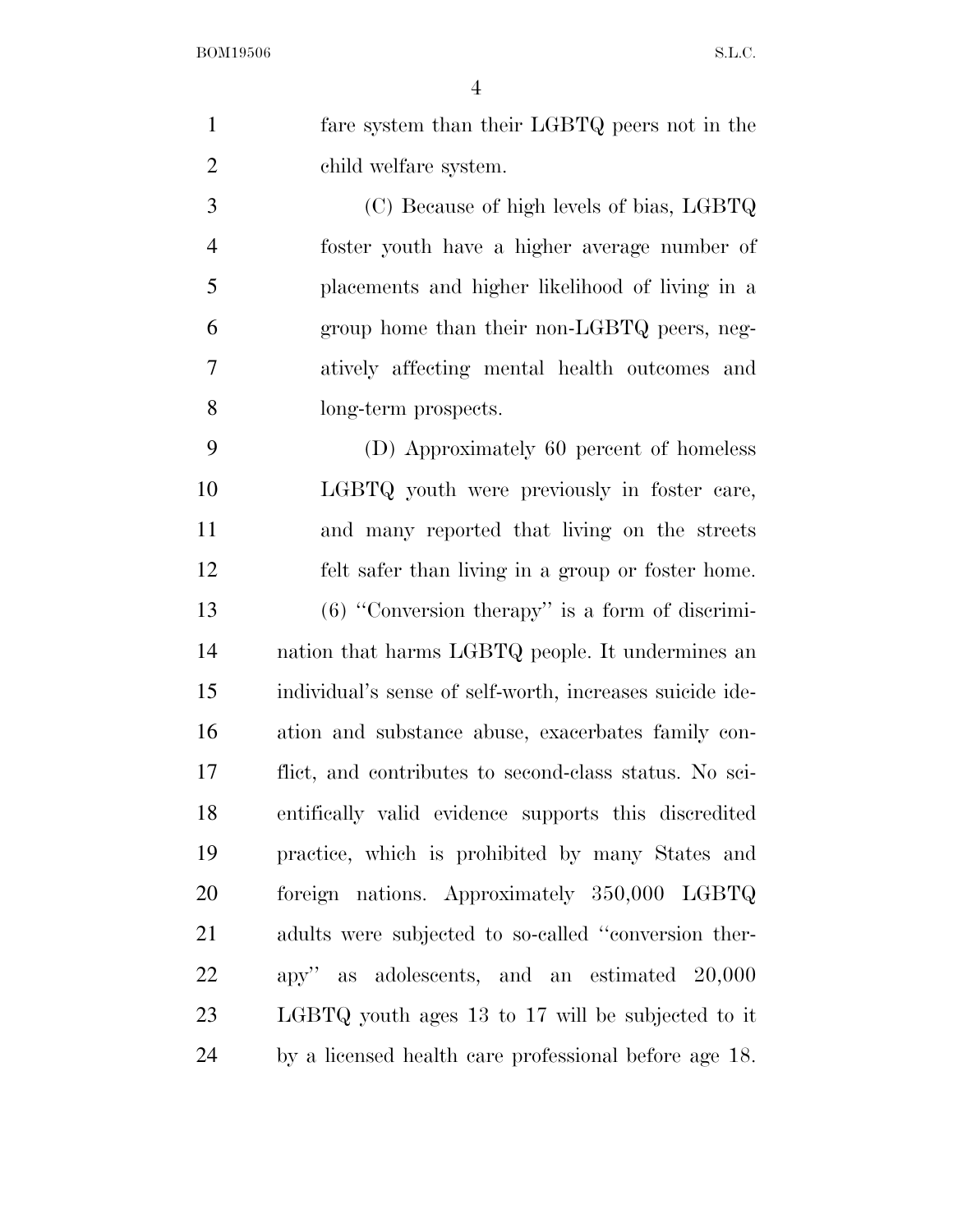fare system than their LGBTQ peers not in the child welfare system.

(C) Because of high levels of bias, LGBTQ foster youth have a higher average number of placements and higher likelihood of living in a group home than their non-LGBTQ peers, negatively affecting mental health outcomes and long-term prospects.

(D) Approximately 60 percent of homeless LGBTQ youth were previously in foster care, and many reported that living on the streets felt safer than living in a group or foster home.

(6) ''Conversion therapy'' is a form of discrimination that harms LGBTQ people. It undermines an individual's sense of self-worth, increases suicide ideation and substance abuse, exacerbates family conflict, and contributes to second-class status. No scientifically valid evidence supports this discredited practice, which is prohibited by many States and foreign nations. Approximately 350,000 LGBTQ adults were subjected to so-called ''conversion therapy'' as adolescents, and an estimated 20,000 LGBTQ youth ages 13 to 17 will be subjected to it by a licensed health care professional before age 18.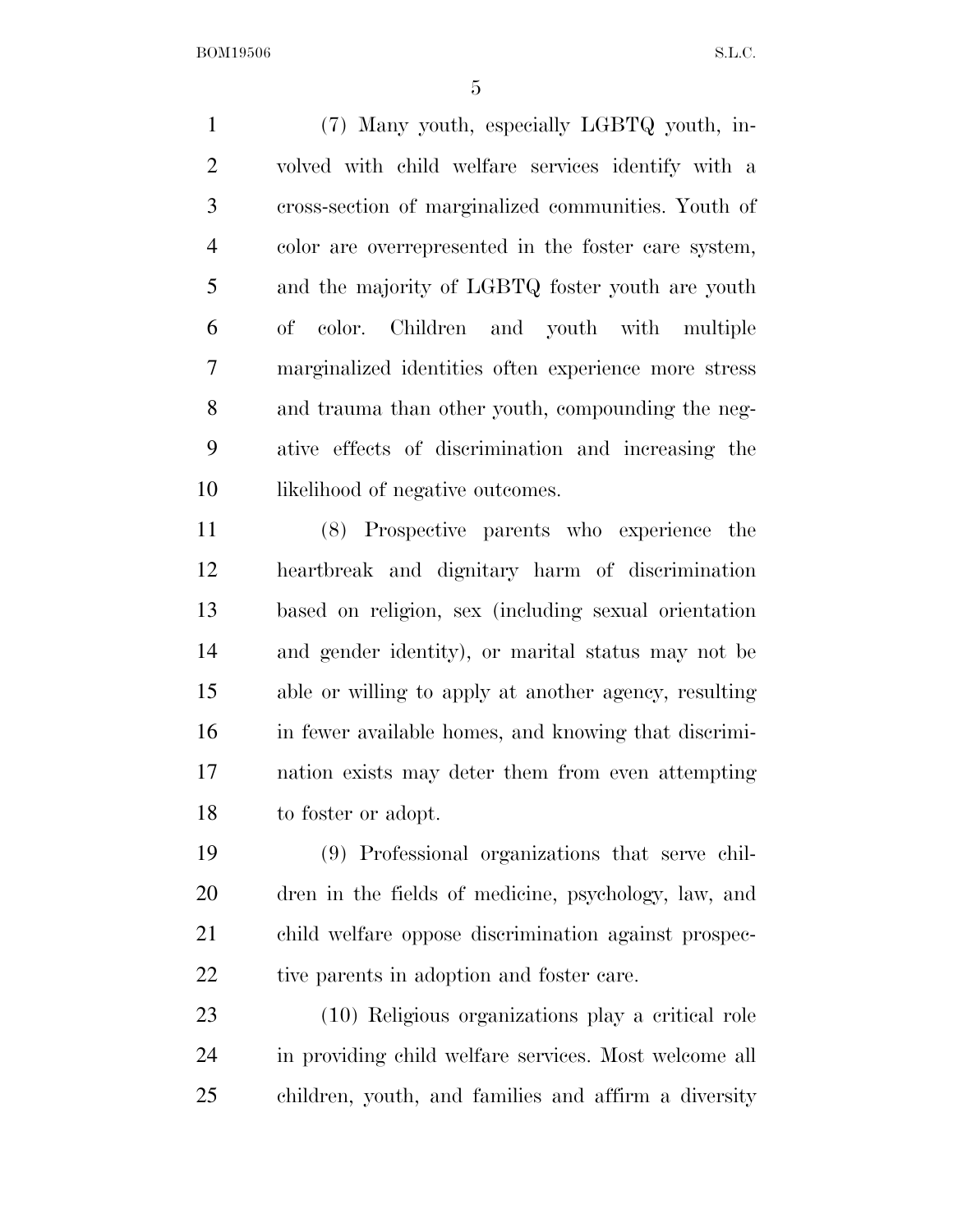(7) Many youth, especially LGBTQ youth, involved with child welfare services identify with a cross-section of marginalized communities. Youth of color are overrepresented in the foster care system, and the majority of LGBTQ foster youth are youth of color. Children and youth with multiple marginalized identities often experience more stress and trauma than other youth, compounding the negative effects of discrimination and increasing the likelihood of negative outcomes.

(8) Prospective parents who experience the heartbreak and dignitary harm of discrimination based on religion, sex (including sexual orientation and gender identity), or marital status may not be able or willing to apply at another agency, resulting in fewer available homes, and knowing that discrimination exists may deter them from even attempting to foster or adopt.

(9) Professional organizations that serve children in the fields of medicine, psychology, law, and child welfare oppose discrimination against prospective parents in adoption and foster care.

(10) Religious organizations play a critical role in providing child welfare services. Most welcome all children, youth, and families and affirm a diversity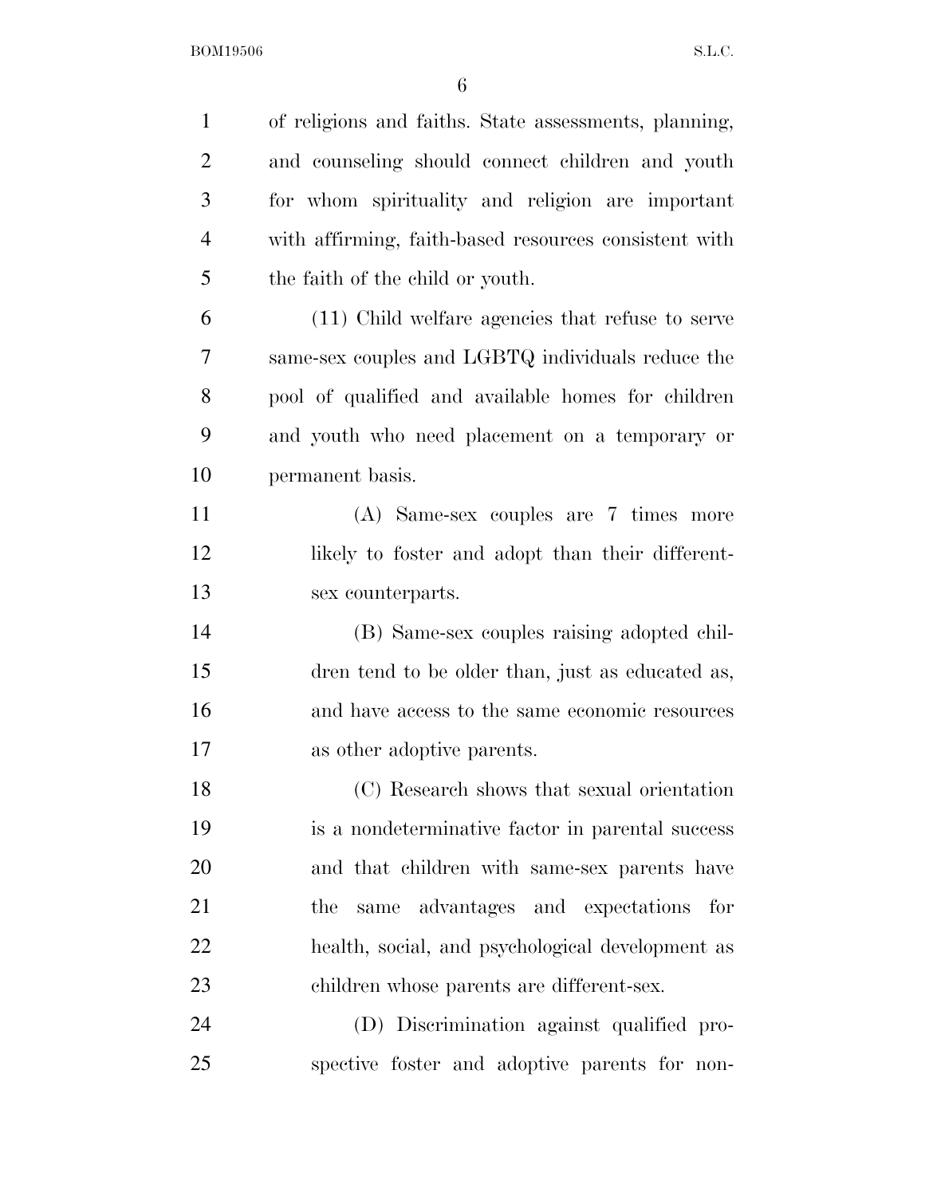of religions and faiths. State assessments, planning, and counseling should connect children and youth for whom spirituality and religion are important with affirming, faith-based resources consistent with the faith of the child or youth.

(11) Child welfare agencies that refuse to serve same-sex couples and LGBTQ individuals reduce the pool of qualified and available homes for children and youth who need placement on a temporary or permanent basis.

(A) Same-sex couples are 7 times more likely to foster and adopt than their different-sex counterparts.

(B) Same-sex couples raising adopted children tend to be older than, just as educated as, and have access to the same economic resources as other adoptive parents.

(C) Research shows that sexual orientation is a nondeterminative factor in parental success and that children with same-sex parents have the same advantages and expectations for health, social, and psychological development as children whose parents are different-sex.

(D) Discrimination against qualified prospective foster and adoptive parents for non-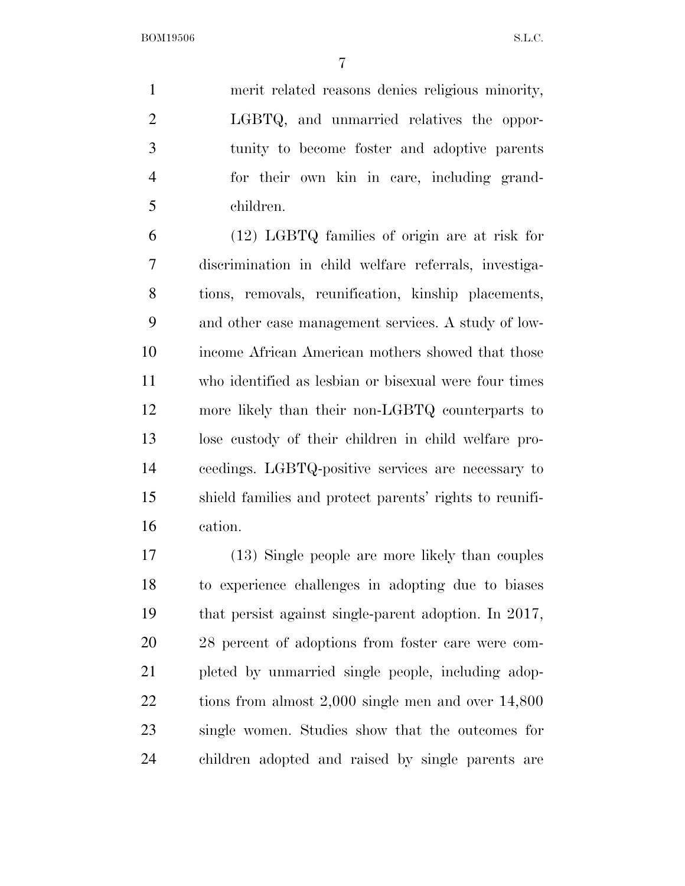merit related reasons denies religious minority, LGBTQ, and unmarried relatives the opportunity to become foster and adoptive parents for their own kin in care, including grandchildren.

(12) LGBTQ families of origin are at risk for discrimination in child welfare referrals, investigations, removals, reunification, kinship placements, and other case management services. A study of low-income African American mothers showed that those who identified as lesbian or bisexual were four times more likely than their non-LGBTQ counterparts to lose custody of their children in child welfare proceedings. LGBTQ-positive services are necessary to shield families and protect parents' rights to reunification.

(13) Single people are more likely than couples to experience challenges in adopting due to biases that persist against single-parent adoption. In 2017, 28 percent of adoptions from foster care were completed by unmarried single people, including adoptions from almost 2,000 single men and over 14,800 single women. Studies show that the outcomes for children adopted and raised by single parents are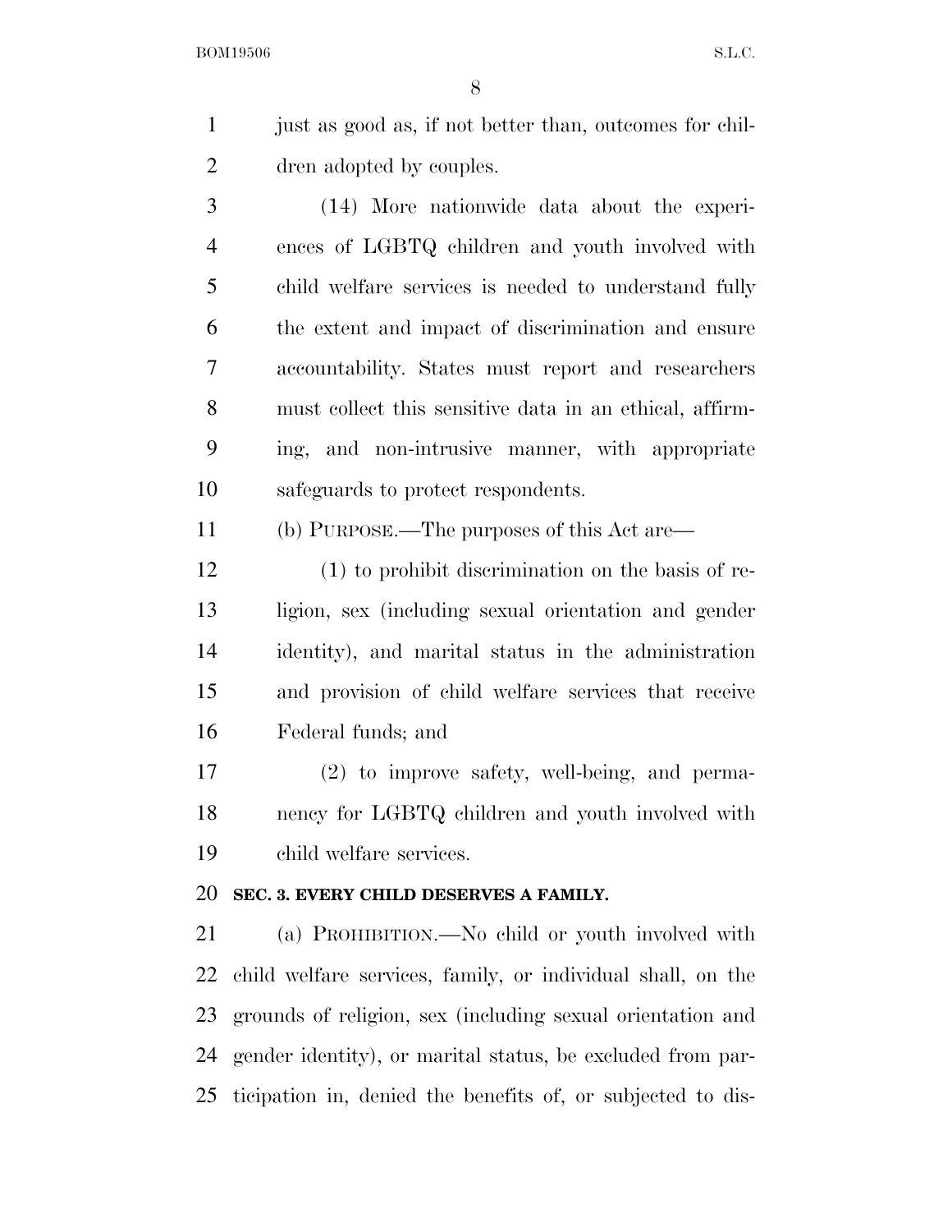just as good as, if not better than, outcomes for children adopted by couples.

(14) More nationwide data about the experiences of LGBTQ children and youth involved with child welfare services is needed to understand fully the extent and impact of discrimination and ensure accountability. States must report and researchers must collect this sensitive data in an ethical, affirming, and non-intrusive manner, with appropriate safeguards to protect respondents.

(b) PURPOSE.—The purposes of this Act are—

(1) to prohibit discrimination on the basis of religion, sex (including sexual orientation and gender identity), and marital status in the administration and provision of child welfare services that receive Federal funds; and

(2) to improve safety, well-being, and permanency for LGBTQ children and youth involved with child welfare services.

**SEC. 3. EVERY CHILD DESERVES A FAMILY.**

(a) PROHIBITION.—No child or youth involved with child welfare services, family, or individual shall, on the grounds of religion, sex (including sexual orientation and gender identity), or marital status, be excluded from participation in, denied the benefits of, or subjected to dis-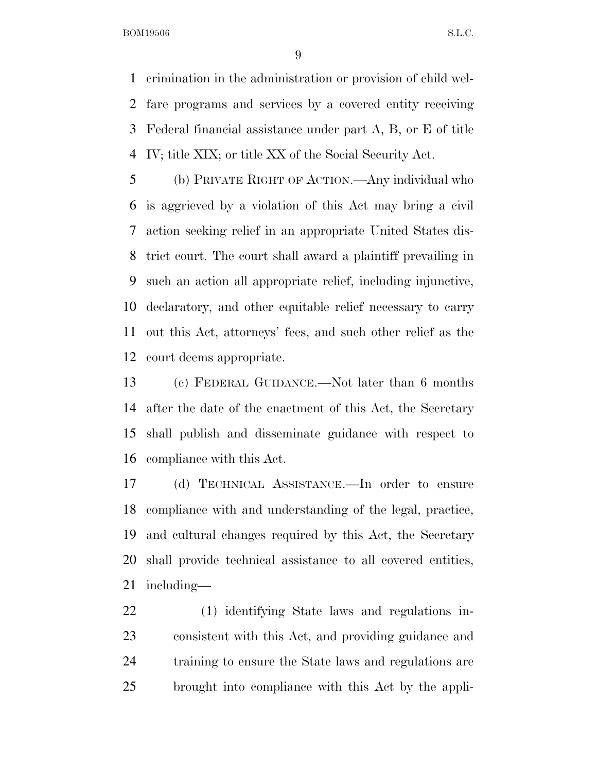crimination in the administration or provision of child welfare programs and services by a covered entity receiving Federal financial assistance under part A, B, or E of title IV; title XIX; or title XX of the Social Security Act.

(b) PRIVATE RIGHT OF ACTION.—Any individual who is aggrieved by a violation of this Act may bring a civil action seeking relief in an appropriate United States district court. The court shall award a plaintiff prevailing in such an action all appropriate relief, including injunctive, declaratory, and other equitable relief necessary to carry out this Act, attorneys' fees, and such other relief as the court deems appropriate.

(c) FEDERAL GUIDANCE.—Not later than 6 months after the date of the enactment of this Act, the Secretary shall publish and disseminate guidance with respect to compliance with this Act.

(d) TECHNICAL ASSISTANCE.—In order to ensure compliance with and understanding of the legal, practice, and cultural changes required by this Act, the Secretary shall provide technical assistance to all covered entities, including—

(1) identifying State laws and regulations inconsistent with this Act, and providing guidance and training to ensure the State laws and regulations are brought into compliance with this Act by the appli-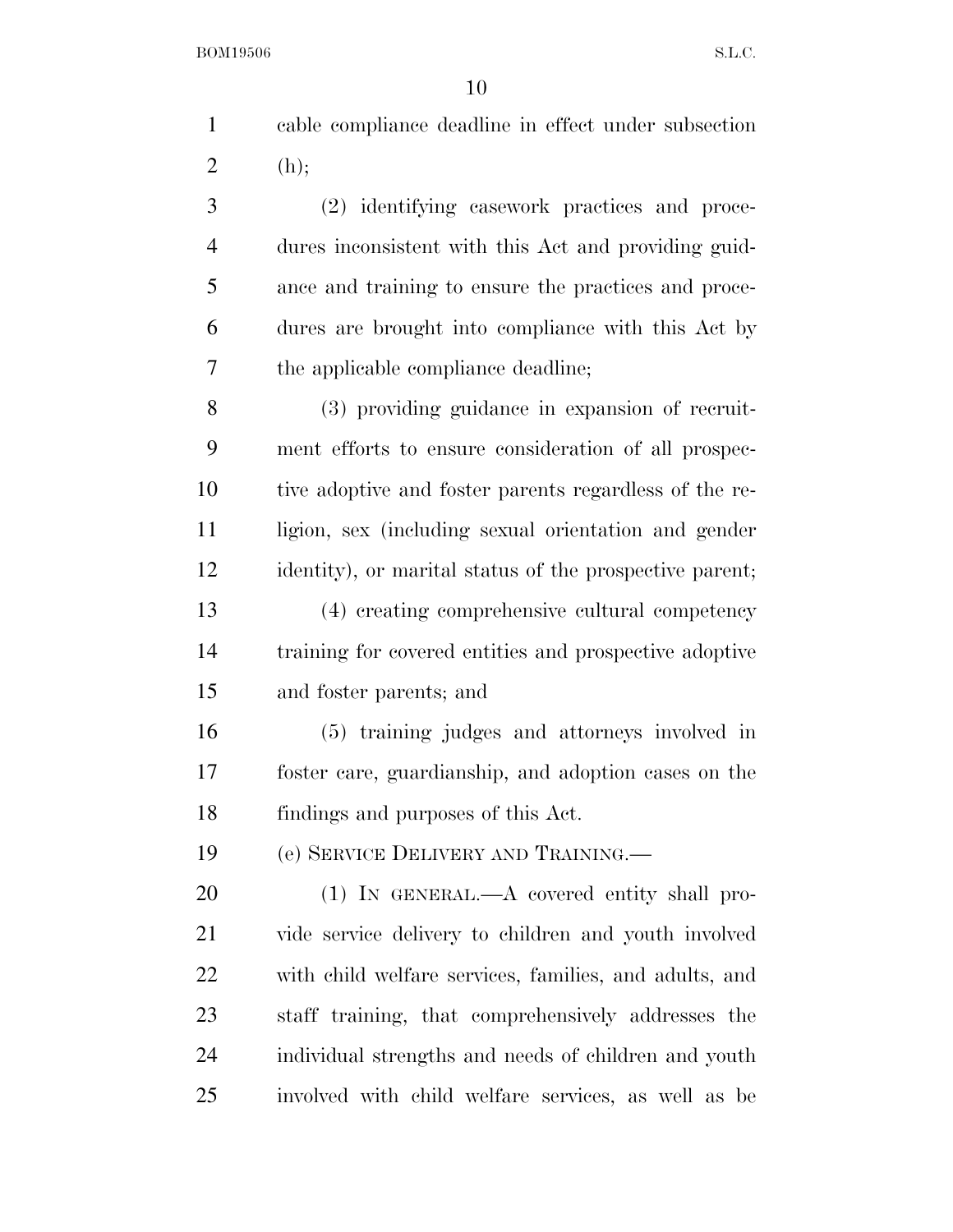cable compliance deadline in effect under subsection (h);

(2) identifying casework practices and procedures inconsistent with this Act and providing guidance and training to ensure the practices and procedures are brought into compliance with this Act by the applicable compliance deadline;

(3) providing guidance in expansion of recruitment efforts to ensure consideration of all prospective adoptive and foster parents regardless of the religion, sex (including sexual orientation and gender identity), or marital status of the prospective parent;

(4) creating comprehensive cultural competency training for covered entities and prospective adoptive and foster parents; and

(5) training judges and attorneys involved in foster care, guardianship, and adoption cases on the findings and purposes of this Act.

(e) SERVICE DELIVERY AND TRAINING.—

(1) IN GENERAL.—A covered entity shall provide service delivery to children and youth involved with child welfare services, families, and adults, and staff training, that comprehensively addresses the individual strengths and needs of children and youth involved with child welfare services, as well as be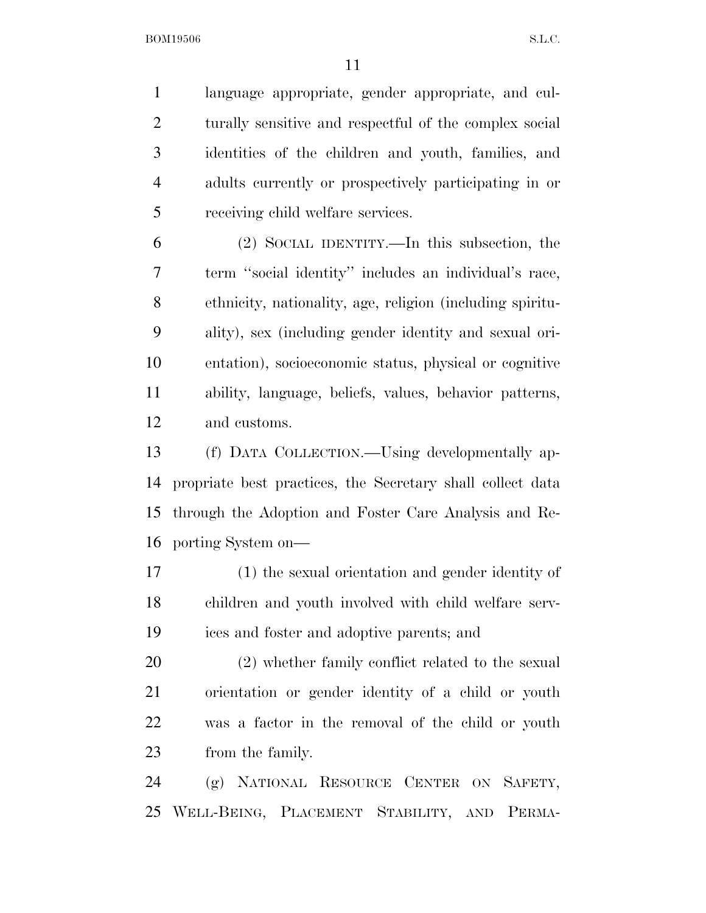language appropriate, gender appropriate, and culturally sensitive and respectful of the complex social identities of the children and youth, families, and adults currently or prospectively participating in or receiving child welfare services.

(2) SOCIAL IDENTITY.—In this subsection, the term ''social identity'' includes an individual's race, ethnicity, nationality, age, religion (including spirituality), sex (including gender identity and sexual orientation), socioeconomic status, physical or cognitive ability, language, beliefs, values, behavior patterns, and customs.

(f) DATA COLLECTION.—Using developmentally appropriate best practices, the Secretary shall collect data through the Adoption and Foster Care Analysis and Reporting System on—

(1) the sexual orientation and gender identity of children and youth involved with child welfare services and foster and adoptive parents; and

(2) whether family conflict related to the sexual orientation or gender identity of a child or youth was a factor in the removal of the child or youth from the family.

(g) NATIONAL RESOURCE CENTER ON SAFETY, WELL-BEING, PLACEMENT STABILITY, AND PERMA-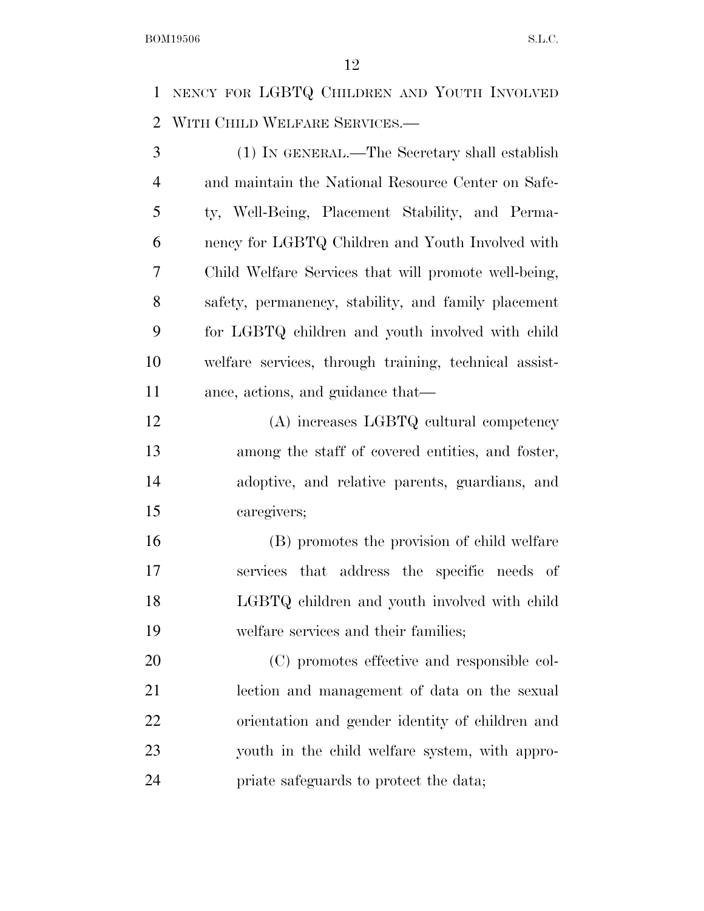NENCY FOR LGBTQ CHILDREN AND YOUTH INVOLVED WITH CHILD WELFARE SERVICES.—

(1) IN GENERAL.—The Secretary shall establish and maintain the National Resource Center on Safety, Well-Being, Placement Stability, and Permanency for LGBTQ Children and Youth Involved with Child Welfare Services that will promote well-being, safety, permanency, stability, and family placement for LGBTQ children and youth involved with child welfare services, through training, technical assistance, actions, and guidance that—

(A) increases LGBTQ cultural competency among the staff of covered entities, and foster, adoptive, and relative parents, guardians, and caregivers;

(B) promotes the provision of child welfare services that address the specific needs of LGBTQ children and youth involved with child welfare services and their families;

(C) promotes effective and responsible collection and management of data on the sexual orientation and gender identity of children and youth in the child welfare system, with appropriate safeguards to protect the data;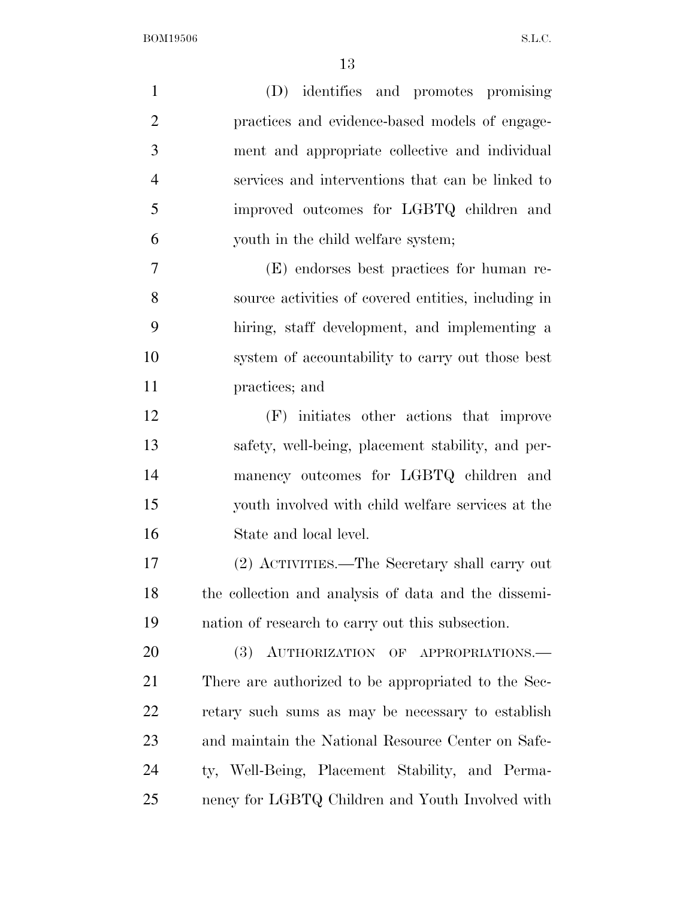(D) identifies and promotes promising practices and evidence-based models of engagement and appropriate collective and individual services and interventions that can be linked to improved outcomes for LGBTQ children and youth in the child welfare system;

(E) endorses best practices for human resource activities of covered entities, including in hiring, staff development, and implementing a system of accountability to carry out those best practices; and

(F) initiates other actions that improve safety, well-being, placement stability, and permanency outcomes for LGBTQ children and youth involved with child welfare services at the State and local level.

(2) ACTIVITIES.—The Secretary shall carry out the collection and analysis of data and the dissemination of research to carry out this subsection.

(3) AUTHORIZATION OF APPROPRIATIONS.—There are authorized to be appropriated to the Secretary such sums as may be necessary to establish and maintain the National Resource Center on Safety, Well-Being, Placement Stability, and Permanency for LGBTQ Children and Youth Involved with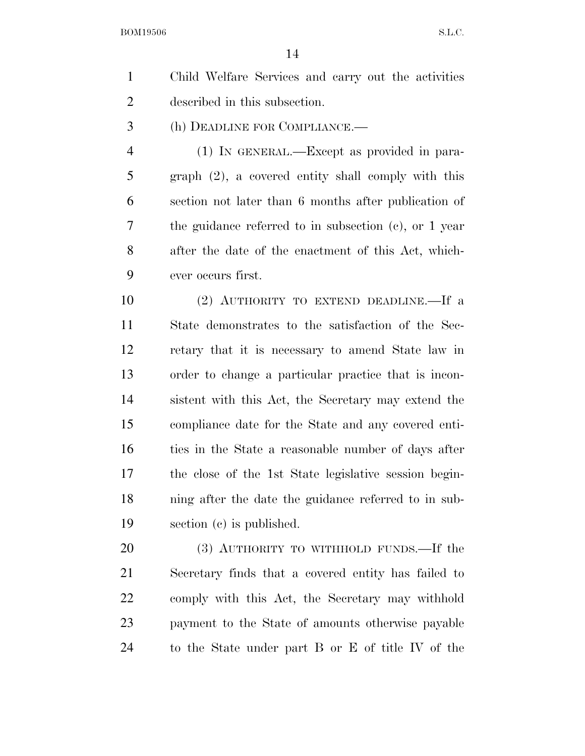Child Welfare Services and carry out the activities described in this subsection.

(h) DEADLINE FOR COMPLIANCE.—

(1) IN GENERAL.—Except as provided in paragraph (2), a covered entity shall comply with this section not later than 6 months after publication of the guidance referred to in subsection (c), or 1 year after the date of the enactment of this Act, whichever occurs first.

(2) AUTHORITY TO EXTEND DEADLINE.—If a State demonstrates to the satisfaction of the Secretary that it is necessary to amend State law in order to change a particular practice that is inconsistent with this Act, the Secretary may extend the compliance date for the State and any covered entities in the State a reasonable number of days after the close of the 1st State legislative session beginning after the date the guidance referred to in subsection (c) is published.

(3) AUTHORITY TO WITHHOLD FUNDS.—If the Secretary finds that a covered entity has failed to comply with this Act, the Secretary may withhold payment to the State of amounts otherwise payable to the State under part B or E of title IV of the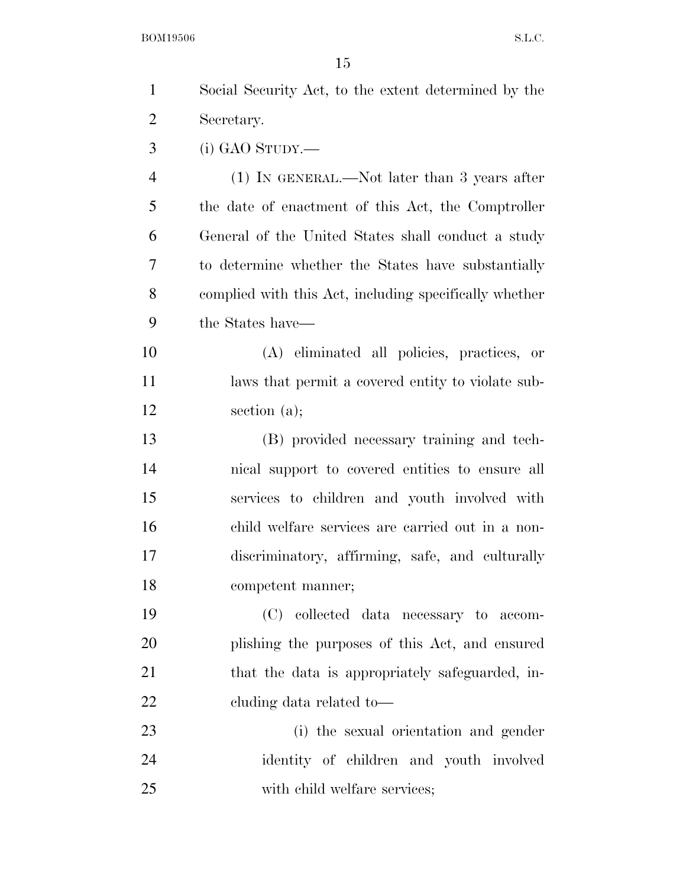Social Security Act, to the extent determined by the Secretary.

(i) GAO STUDY.—

(1) IN GENERAL.—Not later than 3 years after the date of enactment of this Act, the Comptroller General of the United States shall conduct a study to determine whether the States have substantially complied with this Act, including specifically whether the States have—

(A) eliminated all policies, practices, or laws that permit a covered entity to violate subsection (a);

(B) provided necessary training and technical support to covered entities to ensure all services to children and youth involved with child welfare services are carried out in a nondiscriminatory, affirming, safe, and culturally competent manner;

(C) collected data necessary to accomplishing the purposes of this Act, and ensured that the data is appropriately safeguarded, including data related to—

(i) the sexual orientation and gender identity of children and youth involved with child welfare services;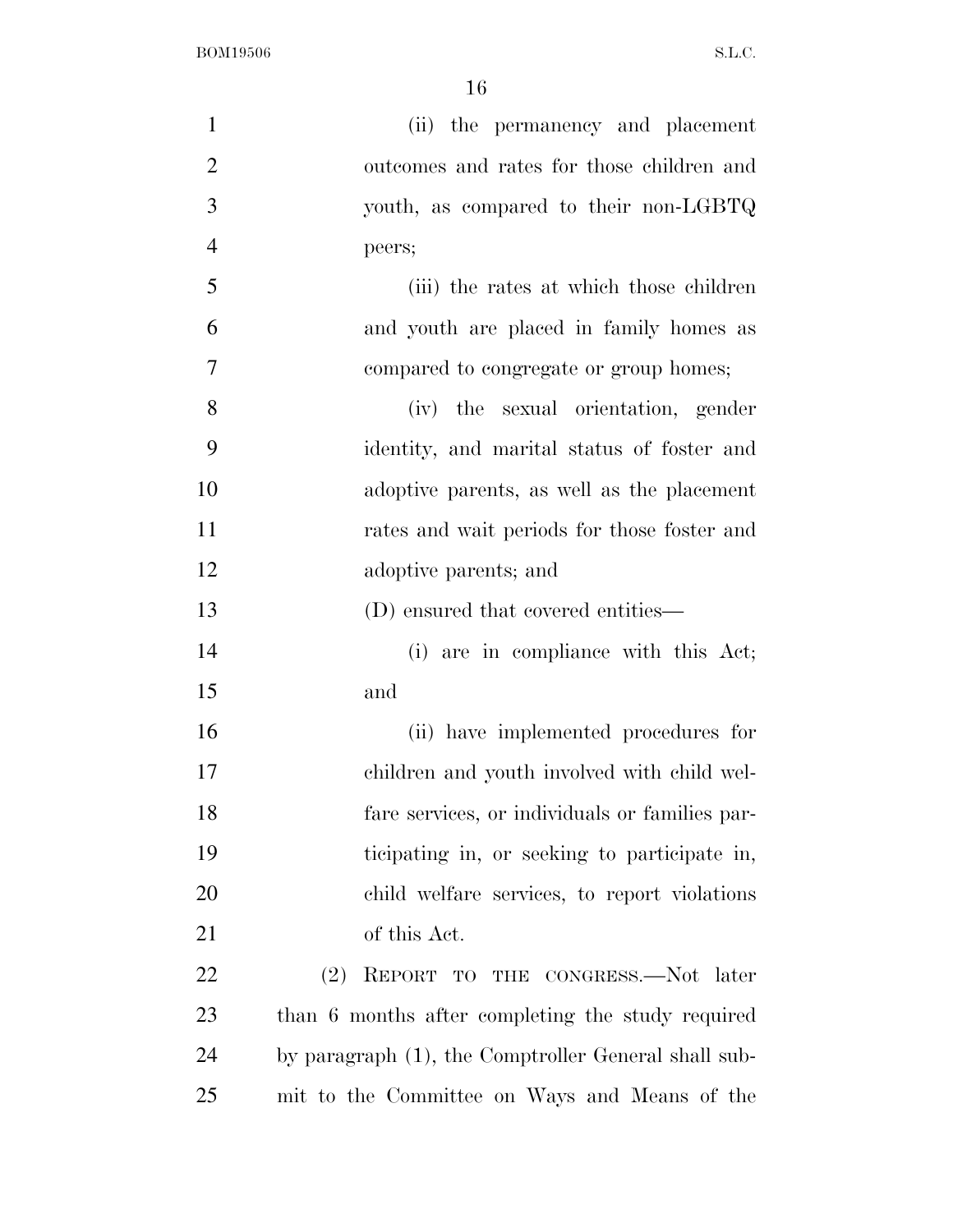(ii) the permanency and placement outcomes and rates for those children and youth, as compared to their non-LGBTQ peers;

(iii) the rates at which those children and youth are placed in family homes as compared to congregate or group homes;

(iv) the sexual orientation, gender identity, and marital status of foster and adoptive parents, as well as the placement rates and wait periods for those foster and adoptive parents; and

(D) ensured that covered entities—

(i) are in compliance with this Act; and

(ii) have implemented procedures for children and youth involved with child welfare services, or individuals or families participating in, or seeking to participate in, child welfare services, to report violations of this Act.

(2) REPORT TO THE CONGRESS.—Not later than 6 months after completing the study required by paragraph (1), the Comptroller General shall submit to the Committee on Ways and Means of the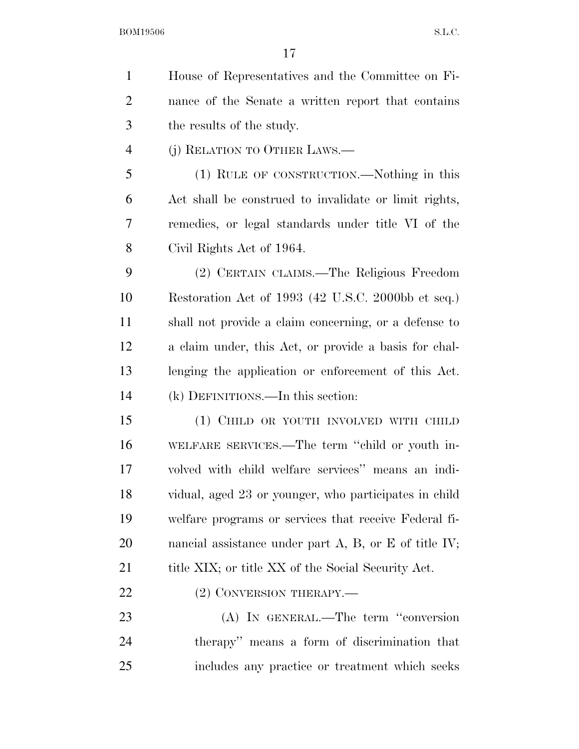House of Representatives and the Committee on Finance of the Senate a written report that contains the results of the study.

(j) RELATION TO OTHER LAWS.—

(1) RULE OF CONSTRUCTION.—Nothing in this Act shall be construed to invalidate or limit rights, remedies, or legal standards under title VI of the Civil Rights Act of 1964.

(2) CERTAIN CLAIMS.—The Religious Freedom Restoration Act of 1993 (42 U.S.C. 2000bb et seq.) shall not provide a claim concerning, or a defense to a claim under, this Act, or provide a basis for challenging the application or enforcement of this Act.

(k) DEFINITIONS.—In this section:

(1) CHILD OR YOUTH INVOLVED WITH CHILD WELFARE SERVICES.—The term "child or youth involved with child welfare services" means an individual, aged 23 or younger, who participates in child welfare programs or services that receive Federal financial assistance under part A, B, or E of title IV; title XIX; or title XX of the Social Security Act.

(2) CONVERSION THERAPY.—

(A) IN GENERAL.—The term "conversion therapy" means a form of discrimination that includes any practice or treatment which seeks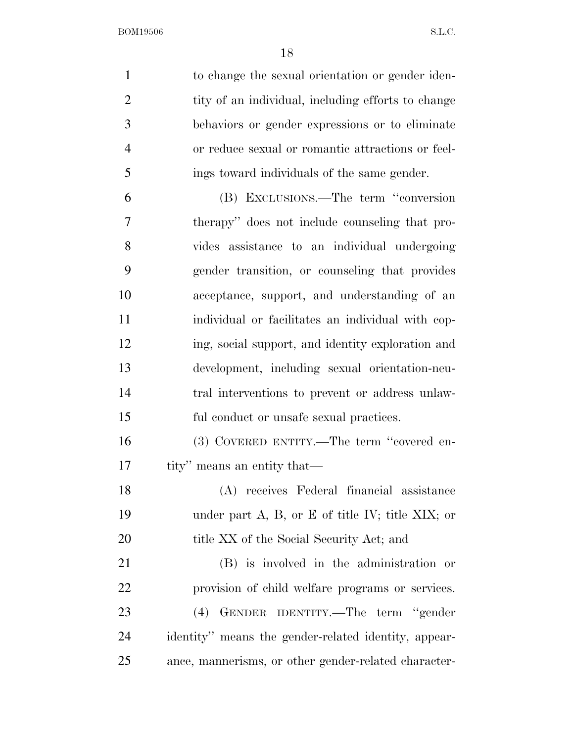to change the sexual orientation or gender identity of an individual, including efforts to change behaviors or gender expressions or to eliminate or reduce sexual or romantic attractions or feelings toward individuals of the same gender.

(B) EXCLUSIONS.—The term ''conversion therapy'' does not include counseling that provides assistance to an individual undergoing gender transition, or counseling that provides acceptance, support, and understanding of an individual or facilitates an individual with coping, social support, and identity exploration and development, including sexual orientation-neutral interventions to prevent or address unlawful conduct or unsafe sexual practices.

(3) COVERED ENTITY.—The term ''covered entity'' means an entity that—

(A) receives Federal financial assistance under part A, B, or E of title IV; title XIX; or title XX of the Social Security Act; and

(B) is involved in the administration or provision of child welfare programs or services.

(4) GENDER IDENTITY.—The term ''gender identity'' means the gender-related identity, appearance, mannerisms, or other gender-related character-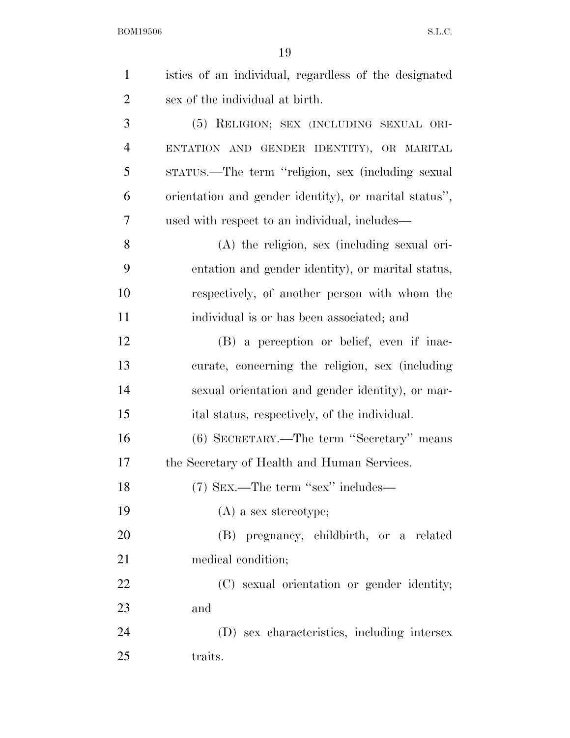istics of an individual, regardless of the designated sex of the individual at birth.

(5) RELIGION; SEX (INCLUDING SEXUAL ORIENTATION AND GENDER IDENTITY), OR MARITAL STATUS.—The term "religion, sex (including sexual orientation and gender identity), or marital status", used with respect to an individual, includes—

(A) the religion, sex (including sexual orientation and gender identity), or marital status, respectively, of another person with whom the individual is or has been associated; and

(B) a perception or belief, even if inaccurate, concerning the religion, sex (including sexual orientation and gender identity), or marital status, respectively, of the individual.

(6) SECRETARY.—The term "Secretary" means the Secretary of Health and Human Services.

(7) SEX.—The term "sex" includes—

(A) a sex stereotype;

(B) pregnancy, childbirth, or a related medical condition;

(C) sexual orientation or gender identity; and

(D) sex characteristics, including intersex traits.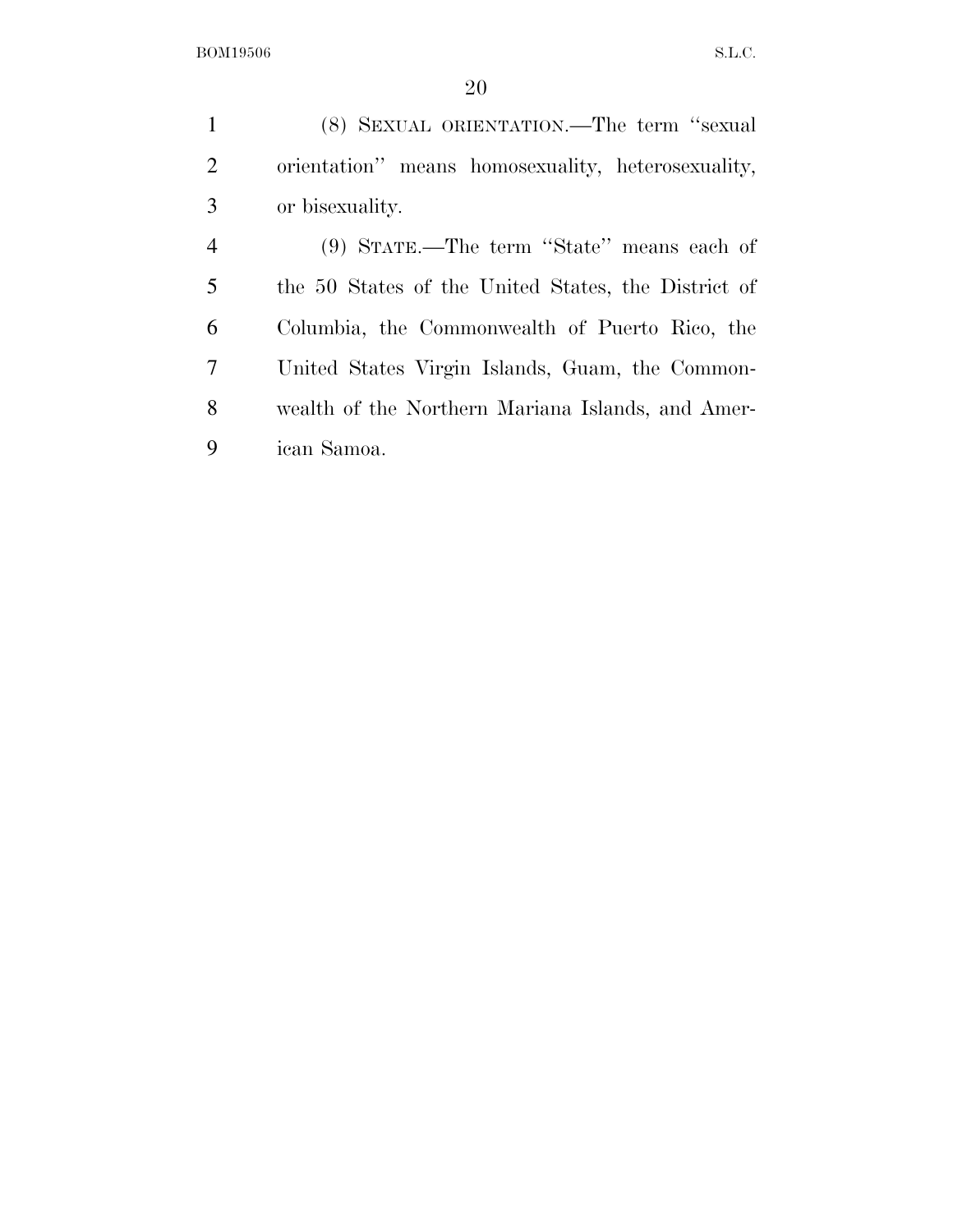(8) SEXUAL ORIENTATION.—The term ''sexual orientation'' means homosexuality, heterosexuality, or bisexuality.

(9) STATE.—The term ''State'' means each of the 50 States of the United States, the District of Columbia, the Commonwealth of Puerto Rico, the United States Virgin Islands, Guam, the Commonwealth of the Northern Mariana Islands, and American Samoa.